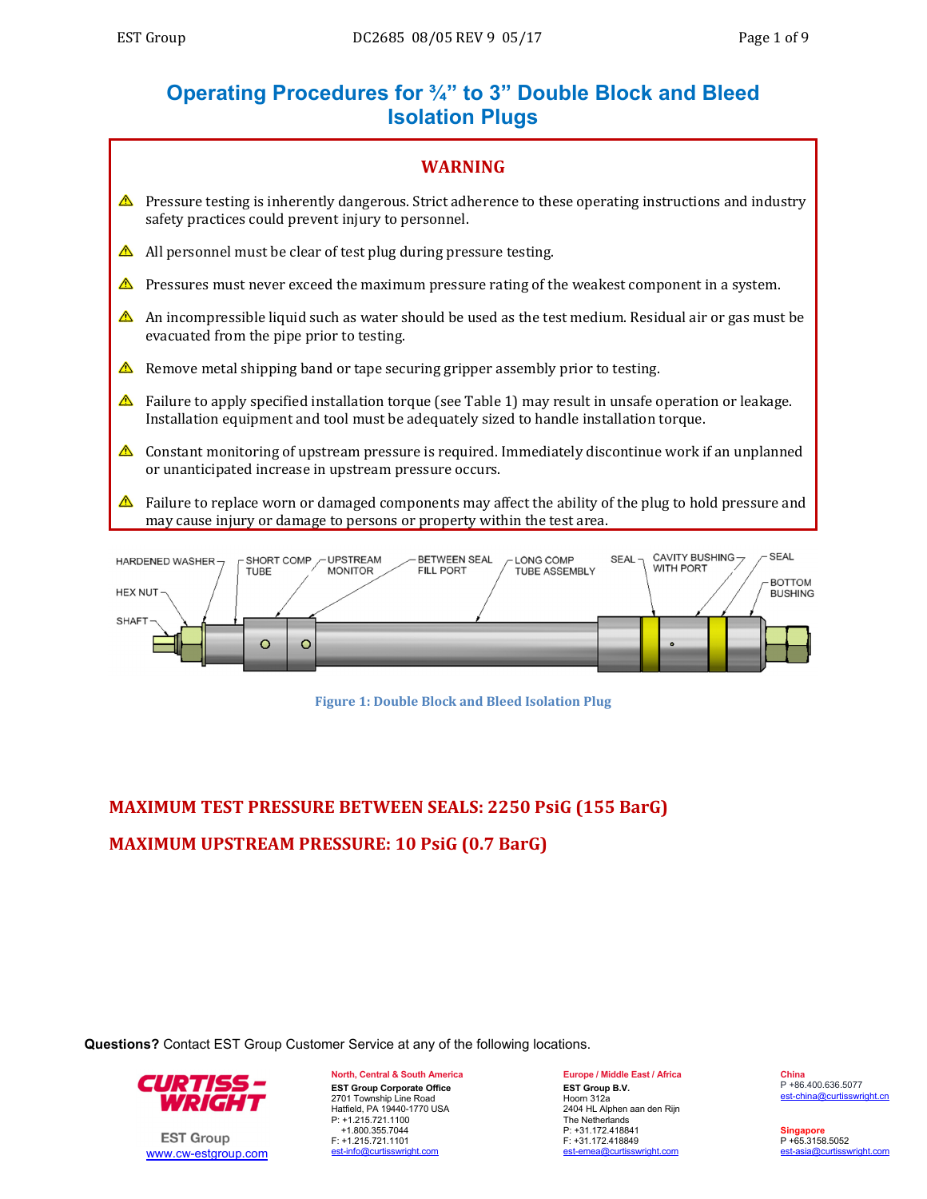# Operating Procedures for ¾" to 3" Double Block and Bleed Isolation Plugs

## WARNING

- ⚠ Pressure testing is inherently dangerous. Strict adherence to these operating instructions and industry safety practices could prevent injury to personnel.
- ⚠ All personnel must be clear of test plug during pressure testing.
- ⚠ Pressures must never exceed the maximum pressure rating of the weakest component in a system.
- ⚠ An incompressible liquid such as water should be used as the test medium. Residual air or gas must be evacuated from the pipe prior to testing.
- ⚠ Remove metal shipping band or tape securing gripper assembly prior to testing.
- ⚠ Failure to apply specified installation torque (see Table 1) may result in unsafe operation or leakage. Installation equipment and tool must be adequately sized to handle installation torque.
- ⚠ Constant monitoring of upstream pressure is required. Immediately discontinue work if an unplanned or unanticipated increase in upstream pressure occurs.
- ⚠ Failure to replace worn or damaged components may affect the ability of the plug to hold pressure and may cause injury or damage to persons or property within the test area.

HARDENED WASHER, HEX NUT, SHAFT, SHORT COMP TUBE, UPSTREAM MONITOR, BETWEEN SEAL FILL PORT, LONG COMP TUBE ASSEMBLY, SEAL, CAVITY BUSHING WITH PORT, SEAL, BOTTOM BUSHING

**Figure 1: Double Block and Bleed Isolation Plug**

**MAXIMUM TEST PRESSURE BETWEEN SEALS: 2250 PsiG (155 BarG)**

**MAXIMUM UPSTREAM PRESSURE: 10 PsiG (0.7 BarG)**

**Questions?** Contact EST Group Customer Service at any of the following locations.

CURTISS-WRIGHT
EST Group
www.cw-estgroup.com

**North, Central & South America**
**EST Group Corporate Office**
2701 Township Line Road
Hatfield, PA 19440-1770 USA
P: +1.215.721.1100
+1.800.355.7044
F: +1.215.721.1101
est-info@curtisswright.com

**Europe / Middle East / Africa**
**EST Group B.V.**
Hoorn 312a
2404 HL Alphen aan den Rijn
The Netherlands
P: +31.172.418841
F: +31.172.418849
est-emea@curtisswright.com

**China**
P +86.400.636.5077
est-china@curtisswright.cn

**Singapore**
P +65.3158.5052
est-asia@curtisswright.com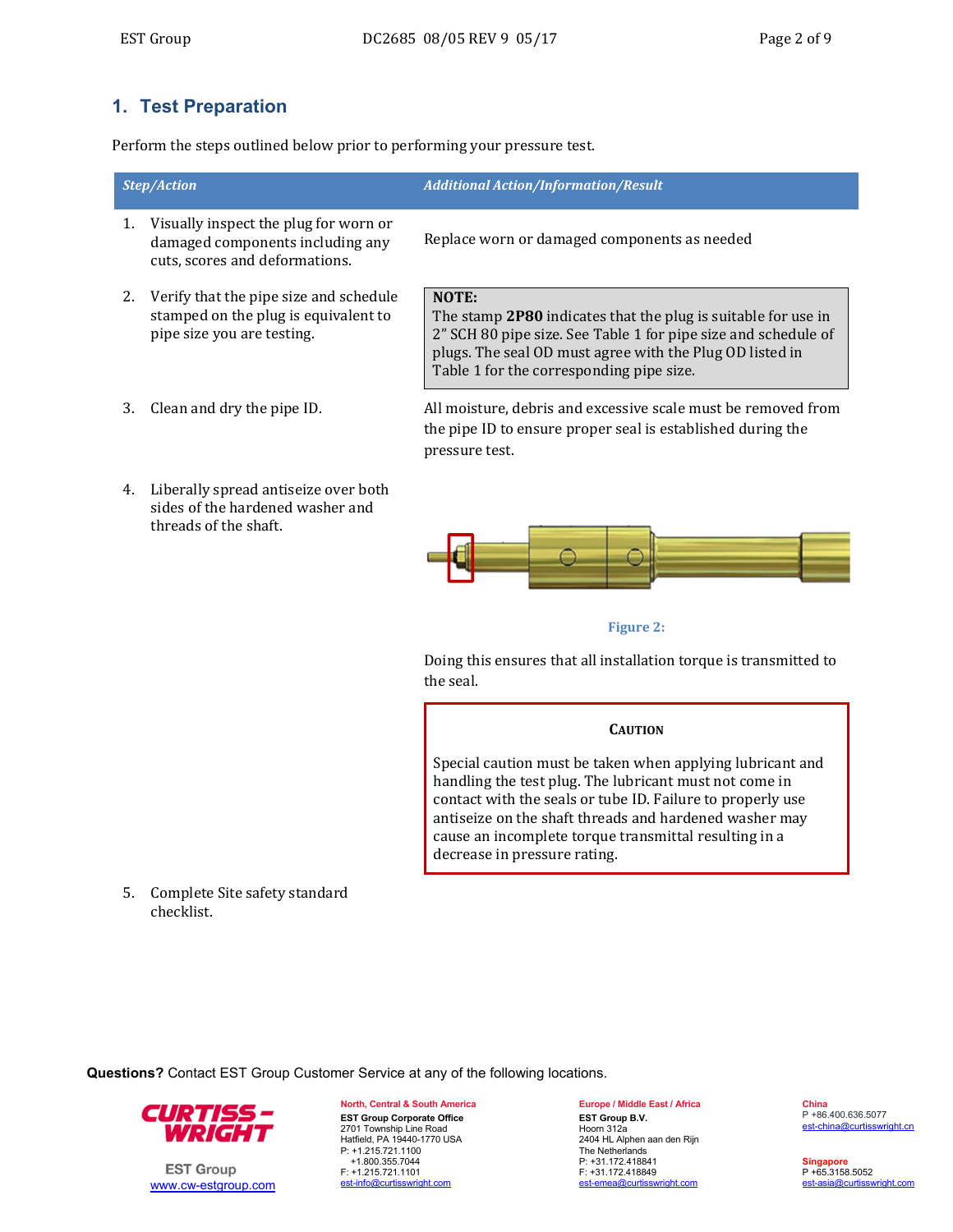## 1. Test Preparation

Perform the steps outlined below prior to performing your pressure test.

| *Step/Action* | *Additional Action/Information/Result* |
|---|---|
| 1. Visually inspect the plug for worn or damaged components including any cuts, scores and deformations. | Replace worn or damaged components as needed |
| 2. Verify that the pipe size and schedule stamped on the plug is equivalent to pipe size you are testing. | **NOTE:** The stamp **2P80** indicates that the plug is suitable for use in 2" SCH 80 pipe size. See Table 1 for pipe size and schedule of plugs. The seal OD must agree with the Plug OD listed in Table 1 for the corresponding pipe size. |
| 3. Clean and dry the pipe ID. | All moisture, debris and excessive scale must be removed from the pipe ID to ensure proper seal is established during the pressure test. |
| 4. Liberally spread antiseize over both sides of the hardened washer and threads of the shaft. | Figure 2: Doing this ensures that all installation torque is transmitted to the seal. **CAUTION** Special caution must be taken when applying lubricant and handling the test plug. The lubricant must not come in contact with the seals or tube ID. Failure to properly use antiseize on the shaft threads and hardened washer may cause an incomplete torque transmittal resulting in a decrease in pressure rating. |
| 5. Complete Site safety standard checklist. | |

**Questions?** Contact EST Group Customer Service at any of the following locations.

CURTISS-WRIGHT
EST Group
www.cw-estgroup.com

**North, Central & South America**
**EST Group Corporate Office**
2701 Township Line Road
Hatfield, PA 19440-1770 USA
P: +1.215.721.1100
+1.800.355.7044
F: +1.215.721.1101
est-info@curtisswright.com

**Europe / Middle East / Africa**
**EST Group B.V.**
Hoorn 312a
2404 HL Alphen aan den Rijn
The Netherlands
P: +31.172.418841
F: +31.172.418849
est-emea@curtisswright.com

**China**
P +86.400.636.5077
est-china@curtisswright.cn

**Singapore**
P +65.3158.5052
est-asia@curtisswright.com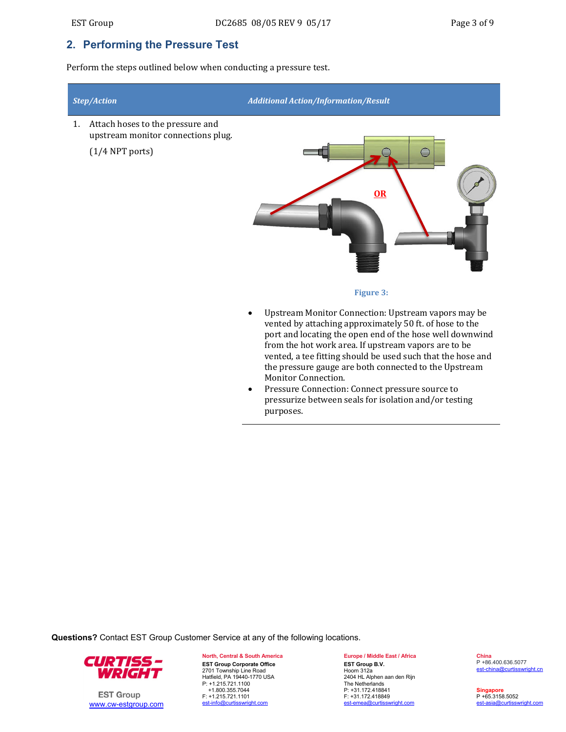## 2. Performing the Pressure Test

Perform the steps outlined below when conducting a pressure test.

| *Step/Action* | *Additional Action/Information/Result* |
|---|---|
| 1. Attach hoses to the pressure and upstream monitor connections plug. (1/4 NPT ports) | OR<br><br>**Figure 3:**<br><br>• Upstream Monitor Connection: Upstream vapors may be vented by attaching approximately 50 ft. of hose to the port and locating the open end of the hose well downwind from the hot work area. If upstream vapors are to be vented, a tee fitting should be used such that the hose and the pressure gauge are both connected to the Upstream Monitor Connection.<br>• Pressure Connection: Connect pressure source to pressurize between seals for isolation and/or testing purposes. |

**Questions?** Contact EST Group Customer Service at any of the following locations.

CURTISS-WRIGHT
EST Group
www.cw-estgroup.com

**North, Central & South America**
**EST Group Corporate Office**
2701 Township Line Road
Hatfield, PA 19440-1770 USA
P: +1.215.721.1100
+1.800.355.7044
F: +1.215.721.1101
est-info@curtisswright.com

**Europe / Middle East / Africa**
**EST Group B.V.**
Hoorn 312a
2404 HL Alphen aan den Rijn
The Netherlands
P: +31.172.418841
F: +31.172.418849
est-emea@curtisswright.com

**China**
P +86.400.636.5077
est-china@curtisswright.cn

**Singapore**
P +65.3158.5052
est-asia@curtisswright.com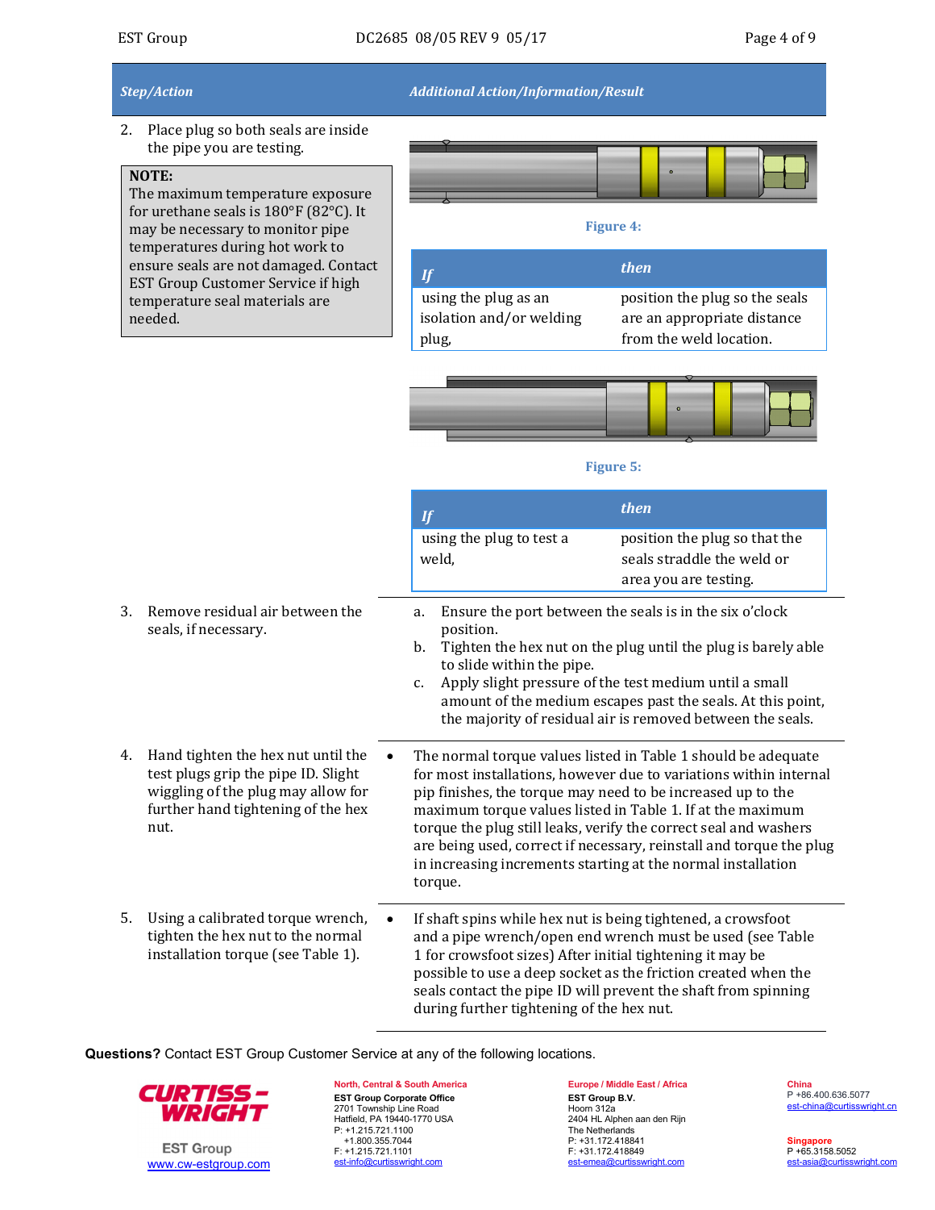| Step/Action | Additional Action/Information/Result |
|---|---|
| 2. Place plug so both seals are inside the pipe you are testing. | |

> **NOTE:**
> The maximum temperature exposure for urethane seals is 180°F (82°C). It may be necessary to monitor pipe temperatures during hot work to ensure seals are not damaged. Contact EST Group Customer Service if high temperature seal materials are needed.

Figure 4:

| If | then |
|---|---|
| using the plug as an isolation and/or welding plug, | position the plug so the seals are an appropriate distance from the weld location. |

Figure 5:

| If | then |
|---|---|
| using the plug to test a weld, | position the plug so that the seals straddle the weld or area you are testing. |

| Step/Action | Additional Action/Information/Result |
|---|---|
| 3. Remove residual air between the seals, if necessary. | a. Ensure the port between the seals is in the six o'clock position.<br>b. Tighten the hex nut on the plug until the plug is barely able to slide within the pipe.<br>c. Apply slight pressure of the test medium until a small amount of the medium escapes past the seals. At this point, the majority of residual air is removed between the seals. |
| 4. Hand tighten the hex nut until the test plugs grip the pipe ID. Slight wiggling of the plug may allow for further hand tightening of the hex nut. | • The normal torque values listed in Table 1 should be adequate for most installations, however due to variations within internal pip finishes, the torque may need to be increased up to the maximum torque values listed in Table 1. If at the maximum torque the plug still leaks, verify the correct seal and washers are being used, correct if necessary, reinstall and torque the plug in increasing increments starting at the normal installation torque. |
| 5. Using a calibrated torque wrench, tighten the hex nut to the normal installation torque (see Table 1). | • If shaft spins while hex nut is being tightened, a crowsfoot and a pipe wrench/open end wrench must be used (see Table 1 for crowsfoot sizes) After initial tightening it may be possible to use a deep socket as the friction created when the seals contact the pipe ID will prevent the shaft from spinning during further tightening of the hex nut. |

**Questions?** Contact EST Group Customer Service at any of the following locations.

CURTISS-WRIGHT EST Group
www.cw-estgroup.com

**North, Central & South America**
EST Group Corporate Office
2701 Township Line Road
Hatfield, PA 19440-1770 USA
P: +1.215.721.1100
+1.800.355.7044
F: +1.215.721.1101
est-info@curtisswright.com

**Europe / Middle East / Africa**
EST Group B.V.
Hoorn 312a
2404 HL Alphen aan den Rijn
The Netherlands
P: +31.172.418841
F: +31.172.418849
est-emea@curtisswright.com

**China**
P +86.400.636.5077
est-china@curtisswright.cn

**Singapore**
P +65.3158.5052
est-asia@curtisswright.com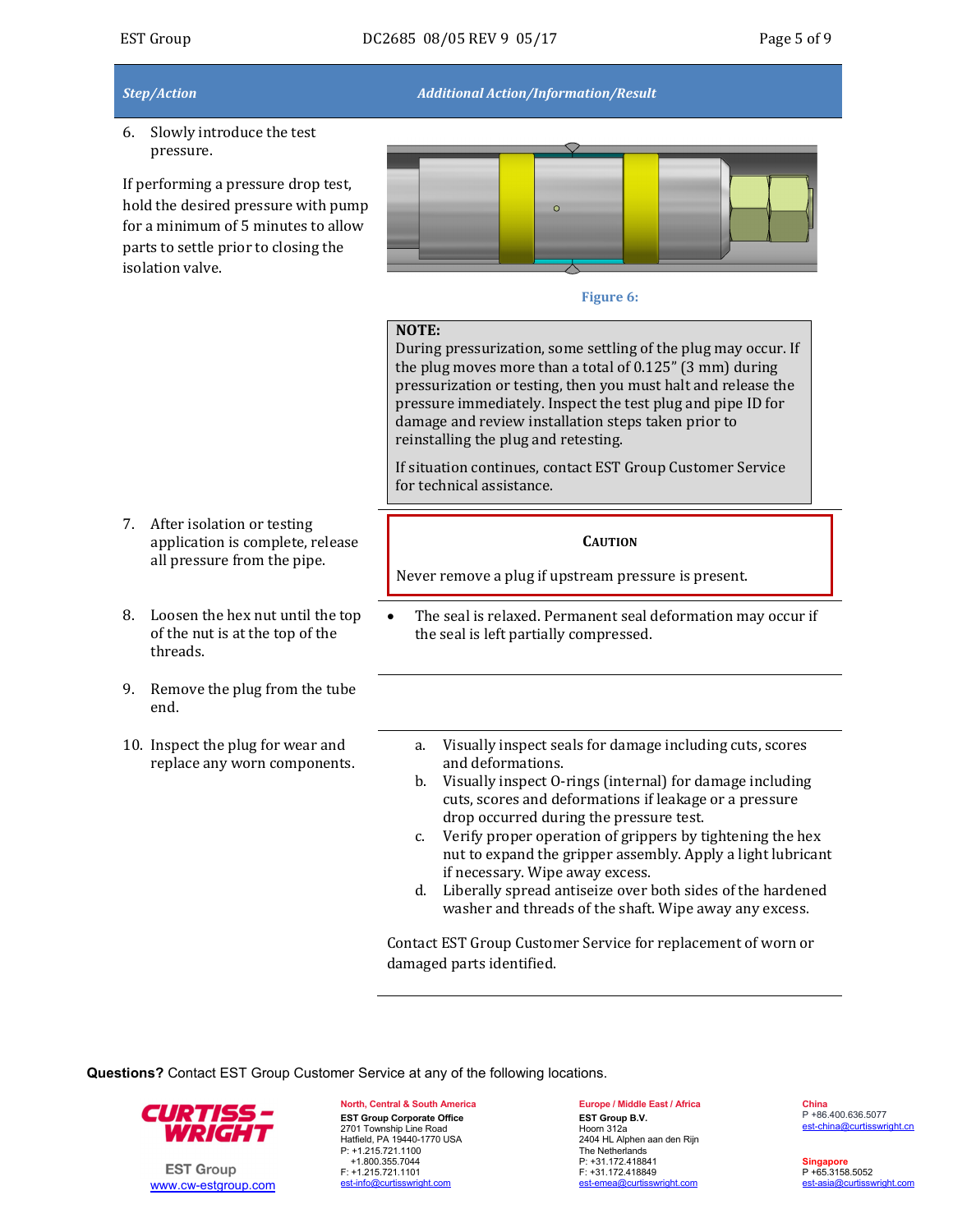| Step/Action | Additional Action/Information/Result |
|---|---|
| 6. Slowly introduce the test pressure.<br><br>If performing a pressure drop test, hold the desired pressure with pump for a minimum of 5 minutes to allow parts to settle prior to closing the isolation valve. | Figure 6:<br><br>**NOTE:**<br>During pressurization, some settling of the plug may occur. If the plug moves more than a total of 0.125" (3 mm) during pressurization or testing, then you must halt and release the pressure immediately. Inspect the test plug and pipe ID for damage and review installation steps taken prior to reinstalling the plug and retesting.<br><br>If situation continues, contact EST Group Customer Service for technical assistance. |
| 7. After isolation or testing application is complete, release all pressure from the pipe. | **CAUTION**<br><br>Never remove a plug if upstream pressure is present. |
| 8. Loosen the hex nut until the top of the nut is at the top of the threads. | • The seal is relaxed. Permanent seal deformation may occur if the seal is left partially compressed. |
| 9. Remove the plug from the tube end. | |
| 10. Inspect the plug for wear and replace any worn components. | a. Visually inspect seals for damage including cuts, scores and deformations.<br>b. Visually inspect O-rings (internal) for damage including cuts, scores and deformations if leakage or a pressure drop occurred during the pressure test.<br>c. Verify proper operation of grippers by tightening the hex nut to expand the gripper assembly. Apply a light lubricant if necessary. Wipe away excess.<br>d. Liberally spread antiseize over both sides of the hardened washer and threads of the shaft. Wipe away any excess.<br><br>Contact EST Group Customer Service for replacement of worn or damaged parts identified. |

**Questions?** Contact EST Group Customer Service at any of the following locations.

CURTISS-WRIGHT
EST Group
www.cw-estgroup.com

**North, Central & South America**
**EST Group Corporate Office**
2701 Township Line Road
Hatfield, PA 19440-1770 USA
P: +1.215.721.1100
+1.800.355.7044
F: +1.215.721.1101
est-info@curtisswright.com

**Europe / Middle East / Africa**
**EST Group B.V.**
Hoorn 312a
2404 HL Alphen aan den Rijn
The Netherlands
P: +31.172.418841
F: +31.172.418849
est-emea@curtisswright.com

**China**
P +86.400.636.5077
est-china@curtisswright.cn

**Singapore**
P +65.3158.5052
est-asia@curtisswright.com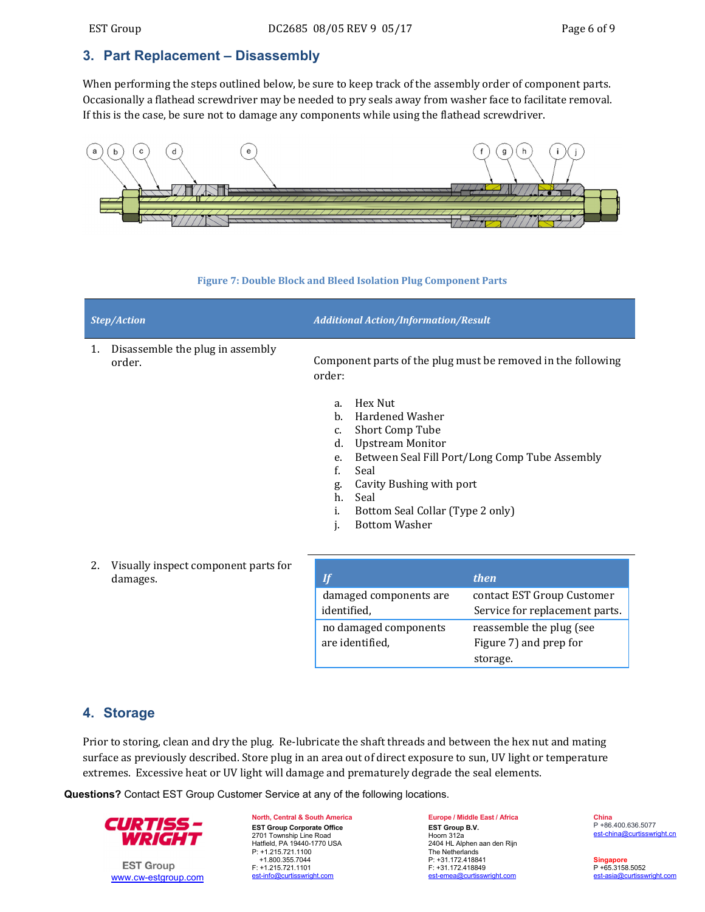## 3. Part Replacement – Disassembly

When performing the steps outlined below, be sure to keep track of the assembly order of component parts. Occasionally a flathead screwdriver may be needed to pry seals away from washer face to facilitate removal. If this is the case, be sure not to damage any components while using the flathead screwdriver.

**Figure 7: Double Block and Bleed Isolation Plug Component Parts**

| *Step/Action* | *Additional Action/Information/Result* |
| --- | --- |
| 1. Disassemble the plug in assembly order. | Component parts of the plug must be removed in the following order:<br><br>a. Hex Nut<br>b. Hardened Washer<br>c. Short Comp Tube<br>d. Upstream Monitor<br>e. Between Seal Fill Port/Long Comp Tube Assembly<br>f. Seal<br>g. Cavity Bushing with port<br>h. Seal<br>i. Bottom Seal Collar (Type 2 only)<br>j. Bottom Washer |
| 2. Visually inspect component parts for damages. | See table below. |

| *If* | *then* |
| --- | --- |
| damaged components are identified, | contact EST Group Customer Service for replacement parts. |
| no damaged components are identified, | reassemble the plug (see Figure 7) and prep for storage. |

## 4. Storage

Prior to storing, clean and dry the plug. Re-lubricate the shaft threads and between the hex nut and mating surface as previously described. Store plug in an area out of direct exposure to sun, UV light or temperature extremes. Excessive heat or UV light will damage and prematurely degrade the seal elements.

**Questions?** Contact EST Group Customer Service at any of the following locations.

CURTISS-WRIGHT
EST Group
www.cw-estgroup.com

**North, Central & South America**
**EST Group Corporate Office**
2701 Township Line Road
Hatfield, PA 19440-1770 USA
P: +1.215.721.1100
+1.800.355.7044
F: +1.215.721.1101
est-info@curtisswright.com

**Europe / Middle East / Africa**
**EST Group B.V.**
Hoorn 312a
2404 HL Alphen aan den Rijn
The Netherlands
P: +31.172.418841
F: +31.172.418849
est-emea@curtisswright.com

**China**
P +86.400.636.5077
est-china@curtisswright.cn

**Singapore**
P +65.3158.5052
est-asia@curtisswright.com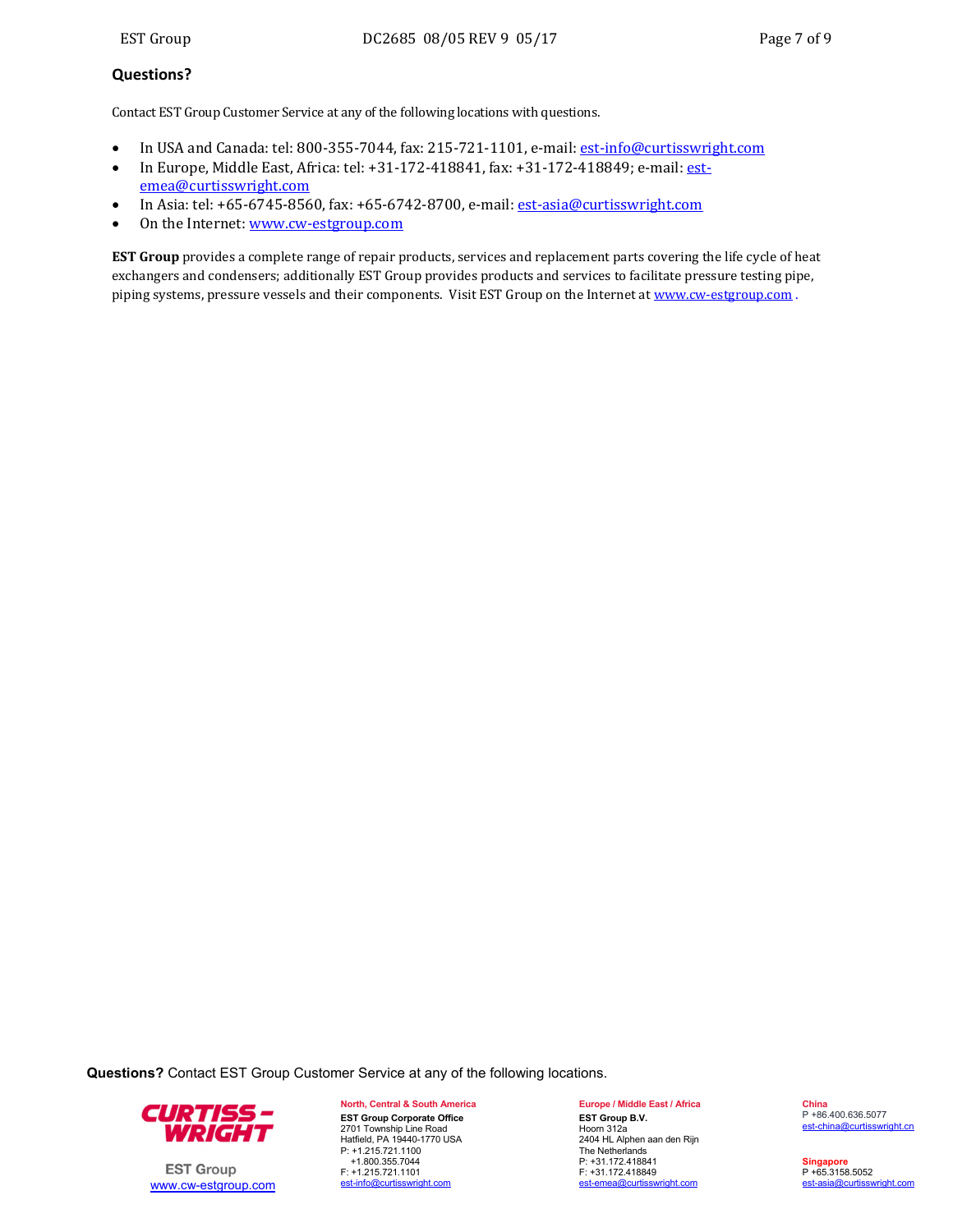## Questions?

Contact EST Group Customer Service at any of the following locations with questions.

- In USA and Canada: tel: 800-355-7044, fax: 215-721-1101, e-mail: est-info@curtisswright.com
- In Europe, Middle East, Africa: tel: +31-172-418841, fax: +31-172-418849; e-mail: est-emea@curtisswright.com
- In Asia: tel: +65-6745-8560, fax: +65-6742-8700, e-mail: est-asia@curtisswright.com
- On the Internet: www.cw-estgroup.com

**EST Group** provides a complete range of repair products, services and replacement parts covering the life cycle of heat exchangers and condensers; additionally EST Group provides products and services to facilitate pressure testing pipe, piping systems, pressure vessels and their components. Visit EST Group on the Internet at www.cw-estgroup.com .

**Questions?** Contact EST Group Customer Service at any of the following locations.

CURTISS-WRIGHT
EST Group
www.cw-estgroup.com

**North, Central & South America**
**EST Group Corporate Office**
2701 Township Line Road
Hatfield, PA 19440-1770 USA
P: +1.215.721.1100
+1.800.355.7044
F: +1.215.721.1101
est-info@curtisswright.com

**Europe / Middle East / Africa**
**EST Group B.V.**
Hoorn 312a
2404 HL Alphen aan den Rijn
The Netherlands
P: +31.172.418841
F: +31.172.418849
est-emea@curtisswright.com

**China**
P +86.400.636.5077
est-china@curtisswright.cn

**Singapore**
P +65.3158.5052
est-asia@curtisswright.com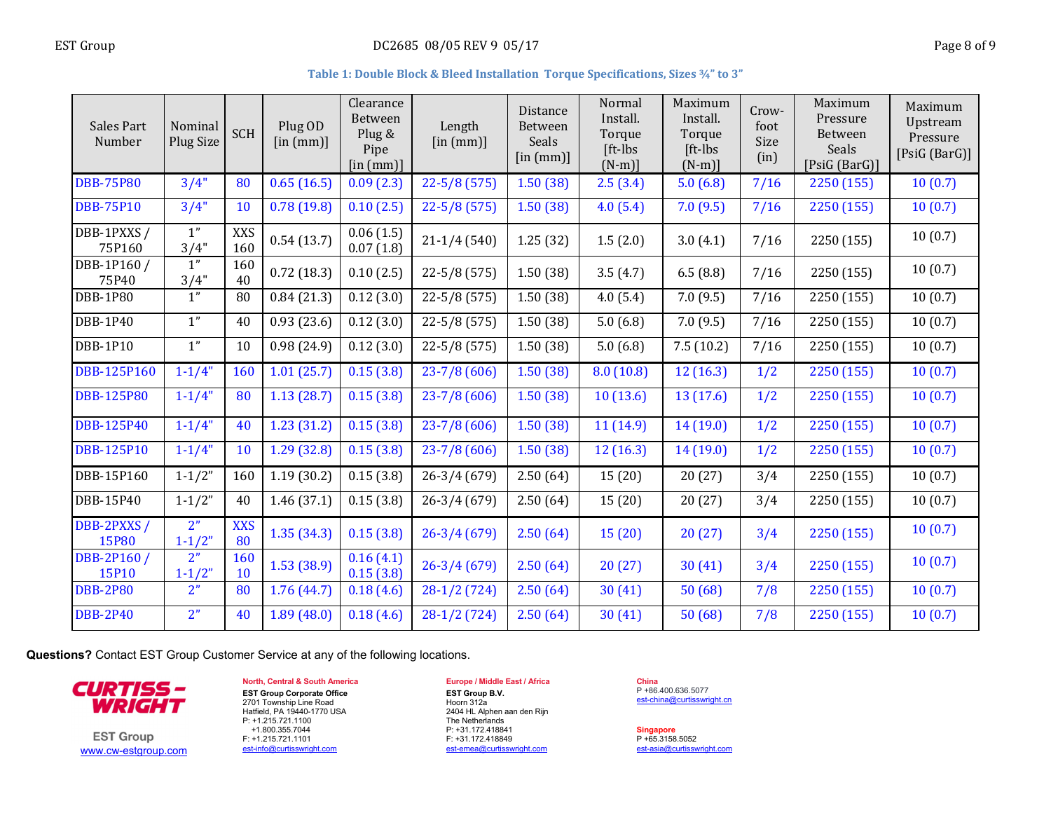**Table 1: Double Block & Bleed Installation Torque Specifications, Sizes ¾" to 3"**

| Sales Part Number | Nominal Plug Size | SCH | Plug OD [in (mm)] | Clearance Between Plug & Pipe [in (mm)] | Length [in (mm)] | Distance Between Seals [in (mm)] | Normal Install. Torque [ft-lbs (N-m)] | Maximum Install. Torque [ft-lbs (N-m)] | Crow-foot Size (in) | Maximum Pressure Between Seals [PsiG (BarG)] | Maximum Upstream Pressure [PsiG (BarG)] |
|---|---|---|---|---|---|---|---|---|---|---|---|
| DBB-75P80 | 3/4" | 80 | 0.65 (16.5) | 0.09 (2.3) | 22-5/8 (575) | 1.50 (38) | 2.5 (3.4) | 5.0 (6.8) | 7/16 | 2250 (155) | 10 (0.7) |
| DBB-75P10 | 3/4" | 10 | 0.78 (19.8) | 0.10 (2.5) | 22-5/8 (575) | 1.50 (38) | 4.0 (5.4) | 7.0 (9.5) | 7/16 | 2250 (155) | 10 (0.7) |
| DBB-1PXXS / 75P160 | 1" 3/4" | XXS 160 | 0.54 (13.7) | 0.06 (1.5) 0.07 (1.8) | 21-1/4 (540) | 1.25 (32) | 1.5 (2.0) | 3.0 (4.1) | 7/16 | 2250 (155) | 10 (0.7) |
| DBB-1P160 / 75P40 | 1" 3/4" | 160 40 | 0.72 (18.3) | 0.10 (2.5) | 22-5/8 (575) | 1.50 (38) | 3.5 (4.7) | 6.5 (8.8) | 7/16 | 2250 (155) | 10 (0.7) |
| DBB-1P80 | 1" | 80 | 0.84 (21.3) | 0.12 (3.0) | 22-5/8 (575) | 1.50 (38) | 4.0 (5.4) | 7.0 (9.5) | 7/16 | 2250 (155) | 10 (0.7) |
| DBB-1P40 | 1" | 40 | 0.93 (23.6) | 0.12 (3.0) | 22-5/8 (575) | 1.50 (38) | 5.0 (6.8) | 7.0 (9.5) | 7/16 | 2250 (155) | 10 (0.7) |
| DBB-1P10 | 1" | 10 | 0.98 (24.9) | 0.12 (3.0) | 22-5/8 (575) | 1.50 (38) | 5.0 (6.8) | 7.5 (10.2) | 7/16 | 2250 (155) | 10 (0.7) |
| DBB-125P160 | 1-1/4" | 160 | 1.01 (25.7) | 0.15 (3.8) | 23-7/8 (606) | 1.50 (38) | 8.0 (10.8) | 12 (16.3) | 1/2 | 2250 (155) | 10 (0.7) |
| DBB-125P80 | 1-1/4" | 80 | 1.13 (28.7) | 0.15 (3.8) | 23-7/8 (606) | 1.50 (38) | 10 (13.6) | 13 (17.6) | 1/2 | 2250 (155) | 10 (0.7) |
| DBB-125P40 | 1-1/4" | 40 | 1.23 (31.2) | 0.15 (3.8) | 23-7/8 (606) | 1.50 (38) | 11 (14.9) | 14 (19.0) | 1/2 | 2250 (155) | 10 (0.7) |
| DBB-125P10 | 1-1/4" | 10 | 1.29 (32.8) | 0.15 (3.8) | 23-7/8 (606) | 1.50 (38) | 12 (16.3) | 14 (19.0) | 1/2 | 2250 (155) | 10 (0.7) |
| DBB-15P160 | 1-1/2" | 160 | 1.19 (30.2) | 0.15 (3.8) | 26-3/4 (679) | 2.50 (64) | 15 (20) | 20 (27) | 3/4 | 2250 (155) | 10 (0.7) |
| DBB-15P40 | 1-1/2" | 40 | 1.46 (37.1) | 0.15 (3.8) | 26-3/4 (679) | 2.50 (64) | 15 (20) | 20 (27) | 3/4 | 2250 (155) | 10 (0.7) |
| DBB-2PXXS / 15P80 | 2" 1-1/2" | XXS 80 | 1.35 (34.3) | 0.15 (3.8) | 26-3/4 (679) | 2.50 (64) | 15 (20) | 20 (27) | 3/4 | 2250 (155) | 10 (0.7) |
| DBB-2P160 / 15P10 | 2" 1-1/2" | 160 10 | 1.53 (38.9) | 0.16 (4.1) 0.15 (3.8) | 26-3/4 (679) | 2.50 (64) | 20 (27) | 30 (41) | 3/4 | 2250 (155) | 10 (0.7) |
| DBB-2P80 | 2" | 80 | 1.76 (44.7) | 0.18 (4.6) | 28-1/2 (724) | 2.50 (64) | 30 (41) | 50 (68) | 7/8 | 2250 (155) | 10 (0.7) |
| DBB-2P40 | 2" | 40 | 1.89 (48.0) | 0.18 (4.6) | 28-1/2 (724) | 2.50 (64) | 30 (41) | 50 (68) | 7/8 | 2250 (155) | 10 (0.7) |

**Questions?** Contact EST Group Customer Service at any of the following locations.

CURTISS-WRIGHT
EST Group
www.cw-estgroup.com

**North, Central & South America**
**EST Group Corporate Office**
2701 Township Line Road
Hatfield, PA 19440-1770 USA
P: +1.215.721.1100
+1.800.355.7044
F: +1.215.721.1101
est-info@curtisswright.com

**Europe / Middle East / Africa**
**EST Group B.V.**
Hoorn 312a
2404 HL Alphen aan den Rijn
The Netherlands
P: +31.172.418841
F: +31.172.418849
est-emea@curtisswright.com

**China**
P +86.400.636.5077
est-china@curtisswright.cn

**Singapore**
P +65.3158.5052
est-asia@curtisswright.com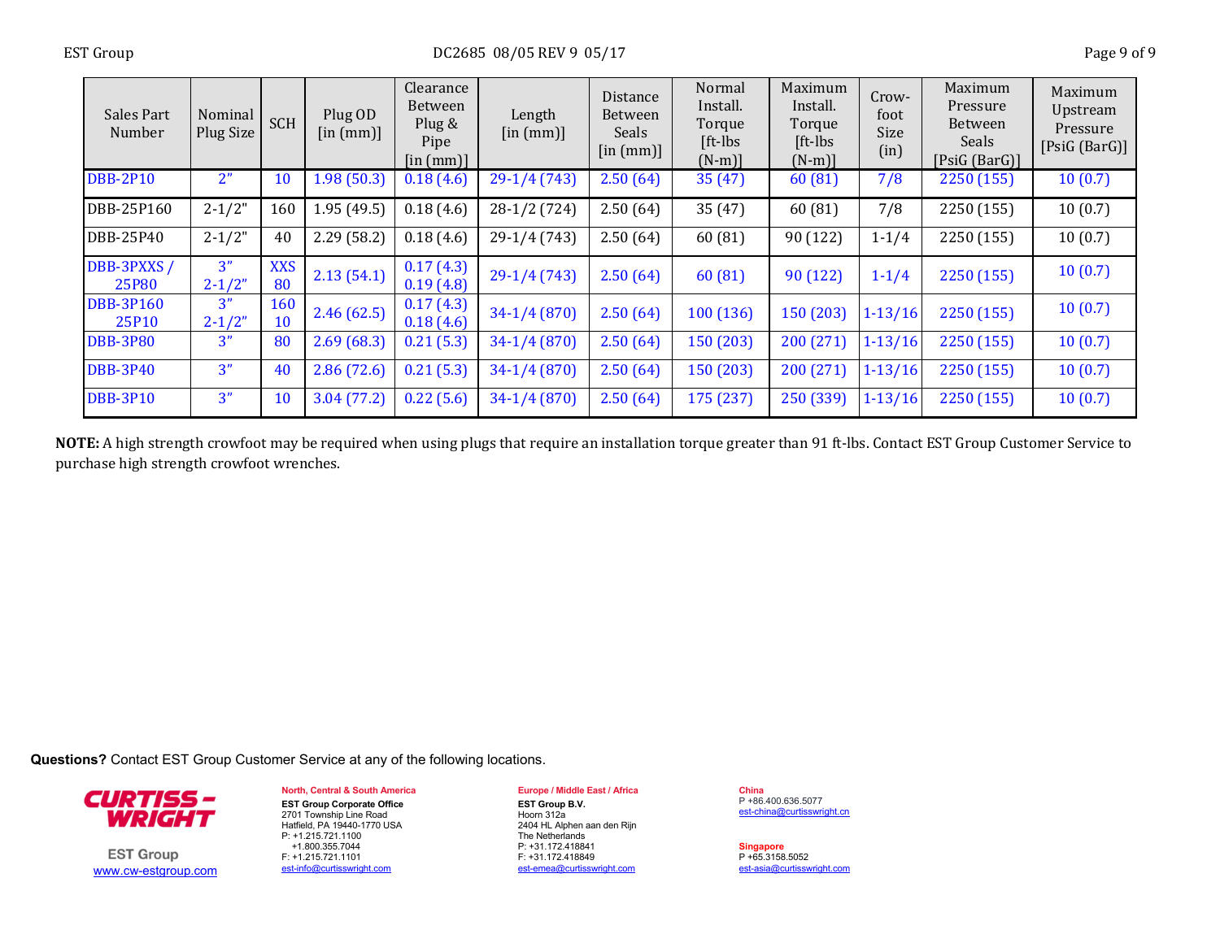| Sales Part Number | Nominal Plug Size | SCH | Plug OD [in (mm)] | Clearance Between Plug & Pipe [in (mm)] | Length [in (mm)] | Distance Between Seals [in (mm)] | Normal Install. Torque [ft-lbs (N-m)] | Maximum Install. Torque [ft-lbs (N-m)] | Crow-foot Size (in) | Maximum Pressure Between Seals [PsiG (BarG)] | Maximum Upstream Pressure [PsiG (BarG)] |
|---|---|---|---|---|---|---|---|---|---|---|---|
| DBB-2P10 | 2" | 10 | 1.98 (50.3) | 0.18 (4.6) | 29-1/4 (743) | 2.50 (64) | 35 (47) | 60 (81) | 7/8 | 2250 (155) | 10 (0.7) |
| DBB-25P160 | 2-1/2" | 160 | 1.95 (49.5) | 0.18 (4.6) | 28-1/2 (724) | 2.50 (64) | 35 (47) | 60 (81) | 7/8 | 2250 (155) | 10 (0.7) |
| DBB-25P40 | 2-1/2" | 40 | 2.29 (58.2) | 0.18 (4.6) | 29-1/4 (743) | 2.50 (64) | 60 (81) | 90 (122) | 1-1/4 | 2250 (155) | 10 (0.7) |
| DBB-3PXXS / 25P80 | 3" 2-1/2" | XXS 80 | 2.13 (54.1) | 0.17 (4.3) 0.19 (4.8) | 29-1/4 (743) | 2.50 (64) | 60 (81) | 90 (122) | 1-1/4 | 2250 (155) | 10 (0.7) |
| DBB-3P160 25P10 | 3" 2-1/2" | 160 10 | 2.46 (62.5) | 0.17 (4.3) 0.18 (4.6) | 34-1/4 (870) | 2.50 (64) | 100 (136) | 150 (203) | 1-13/16 | 2250 (155) | 10 (0.7) |
| DBB-3P80 | 3" | 80 | 2.69 (68.3) | 0.21 (5.3) | 34-1/4 (870) | 2.50 (64) | 150 (203) | 200 (271) | 1-13/16 | 2250 (155) | 10 (0.7) |
| DBB-3P40 | 3" | 40 | 2.86 (72.6) | 0.21 (5.3) | 34-1/4 (870) | 2.50 (64) | 150 (203) | 200 (271) | 1-13/16 | 2250 (155) | 10 (0.7) |
| DBB-3P10 | 3" | 10 | 3.04 (77.2) | 0.22 (5.6) | 34-1/4 (870) | 2.50 (64) | 175 (237) | 250 (339) | 1-13/16 | 2250 (155) | 10 (0.7) |

**NOTE:** A high strength crowfoot may be required when using plugs that require an installation torque greater than 91 ft-lbs. Contact EST Group Customer Service to purchase high strength crowfoot wrenches.

**Questions?** Contact EST Group Customer Service at any of the following locations.

CURTISS-WRIGHT
EST Group
www.cw-estgroup.com

**North, Central & South America**
**EST Group Corporate Office**
2701 Township Line Road
Hatfield, PA 19440-1770 USA
P: +1.215.721.1100
+1.800.355.7044
F: +1.215.721.1101
est-info@curtisswright.com

**Europe / Middle East / Africa**
**EST Group B.V.**
Hoorn 312a
2404 HL Alphen aan den Rijn
The Netherlands
P: +31.172.418841
F: +31.172.418849
est-emea@curtisswright.com

**China**
P +86.400.636.5077
est-china@curtisswright.cn

**Singapore**
P +65.3158.5052
est-asia@curtisswright.com